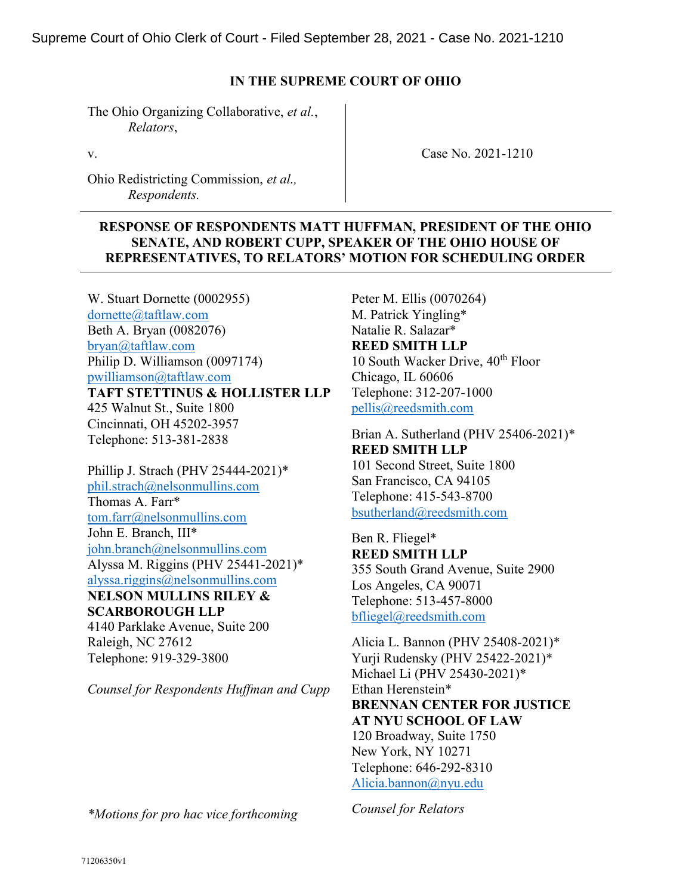Supreme Court of Ohio Clerk of Court - Filed September 28, 2021 - Case No. 2021-1210

**IN THE SUPREME COURT OF OHIO**

The Ohio Organizing Collaborative, *et al.*,
*Relators*,

v.

Ohio Redistricting Commission, *et al.,*
*Respondents.*

Case No. 2021-1210

---

**RESPONSE OF RESPONDENTS MATT HUFFMAN, PRESIDENT OF THE OHIO SENATE, AND ROBERT CUPP, SPEAKER OF THE OHIO HOUSE OF REPRESENTATIVES, TO RELATORS' MOTION FOR SCHEDULING ORDER**

---

W. Stuart Dornette (0002955)
dornette@taftlaw.com
Beth A. Bryan (0082076)
bryan@taftlaw.com
Philip D. Williamson (0097174)
pwilliamson@taftlaw.com
**TAFT STETTINUS & HOLLISTER LLP**
425 Walnut St., Suite 1800
Cincinnati, OH 45202-3957
Telephone: 513-381-2838

Phillip J. Strach (PHV 25444-2021)*
phil.strach@nelsonmullins.com
Thomas A. Farr*
tom.farr@nelsonmullins.com
John E. Branch, III*
john.branch@nelsonmullins.com
Alyssa M. Riggins (PHV 25441-2021)*
alyssa.riggins@nelsonmullins.com
**NELSON MULLINS RILEY & SCARBOROUGH LLP**
4140 Parklake Avenue, Suite 200
Raleigh, NC 27612
Telephone: 919-329-3800

*Counsel for Respondents Huffman and Cupp*

Peter M. Ellis (0070264)
M. Patrick Yingling*
Natalie R. Salazar*
**REED SMITH LLP**
10 South Wacker Drive, 40th Floor
Chicago, IL 60606
Telephone: 312-207-1000
pellis@reedsmith.com

Brian A. Sutherland (PHV 25406-2021)*
**REED SMITH LLP**
101 Second Street, Suite 1800
San Francisco, CA 94105
Telephone: 415-543-8700
bsutherland@reedsmith.com

Ben R. Fliegel*
**REED SMITH LLP**
355 South Grand Avenue, Suite 2900
Los Angeles, CA 90071
Telephone: 513-457-8000
bfliegel@reedsmith.com

Alicia L. Bannon (PHV 25408-2021)*
Yurji Rudensky (PHV 25422-2021)*
Michael Li (PHV 25430-2021)*
Ethan Herenstein*
**BRENNAN CENTER FOR JUSTICE AT NYU SCHOOL OF LAW**
120 Broadway, Suite 1750
New York, NY 10271
Telephone: 646-292-8310
Alicia.bannon@nyu.edu

*Counsel for Relators*

**Motions for pro hac vice forthcoming*

71206350v1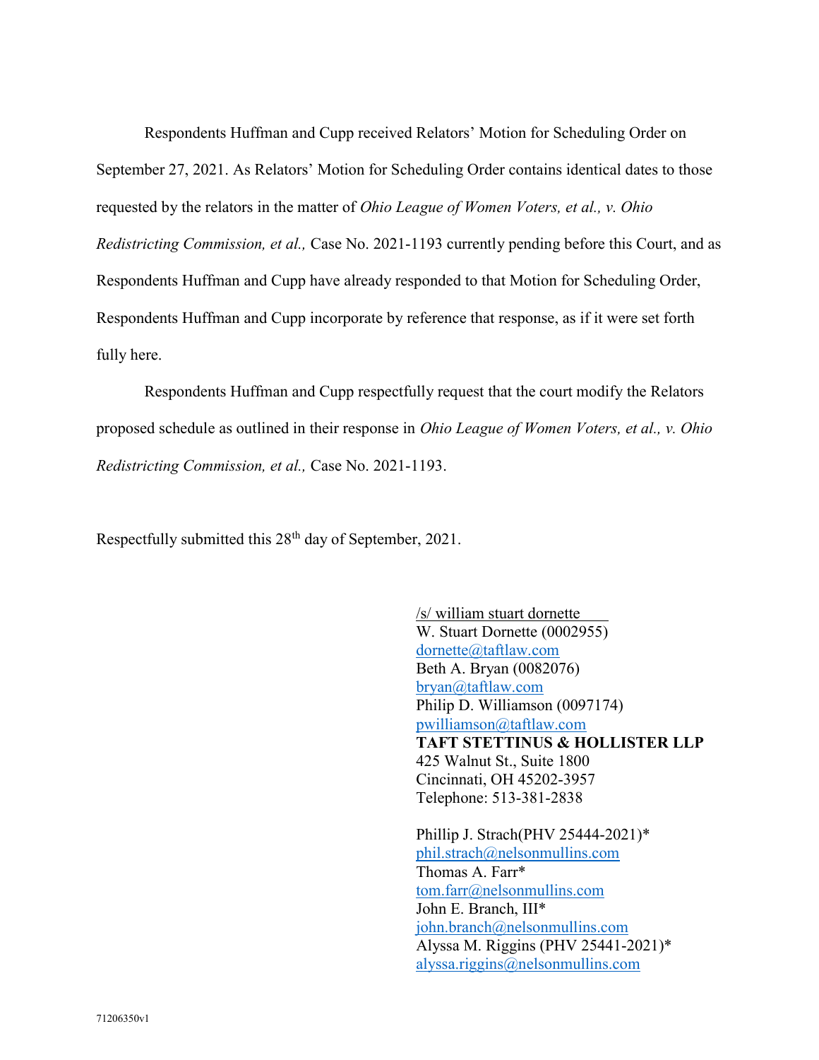Respondents Huffman and Cupp received Relators' Motion for Scheduling Order on September 27, 2021. As Relators' Motion for Scheduling Order contains identical dates to those requested by the relators in the matter of *Ohio League of Women Voters, et al., v. Ohio Redistricting Commission, et al.,* Case No. 2021-1193 currently pending before this Court, and as Respondents Huffman and Cupp have already responded to that Motion for Scheduling Order, Respondents Huffman and Cupp incorporate by reference that response, as if it were set forth fully here.

Respondents Huffman and Cupp respectfully request that the court modify the Relators proposed schedule as outlined in their response in *Ohio League of Women Voters, et al., v. Ohio Redistricting Commission, et al.,* Case No. 2021-1193.

Respectfully submitted this 28th day of September, 2021.

/s/ william stuart dornette
W. Stuart Dornette (0002955)
dornette@taftlaw.com
Beth A. Bryan (0082076)
bryan@taftlaw.com
Philip D. Williamson (0097174)
pwilliamson@taftlaw.com
**TAFT STETTINUS & HOLLISTER LLP**
425 Walnut St., Suite 1800
Cincinnati, OH 45202-3957
Telephone: 513-381-2838

Phillip J. Strach(PHV 25444-2021)*
phil.strach@nelsonmullins.com
Thomas A. Farr*
tom.farr@nelsonmullins.com
John E. Branch, III*
john.branch@nelsonmullins.com
Alyssa M. Riggins (PHV 25441-2021)*
alyssa.riggins@nelsonmullins.com

71206350v1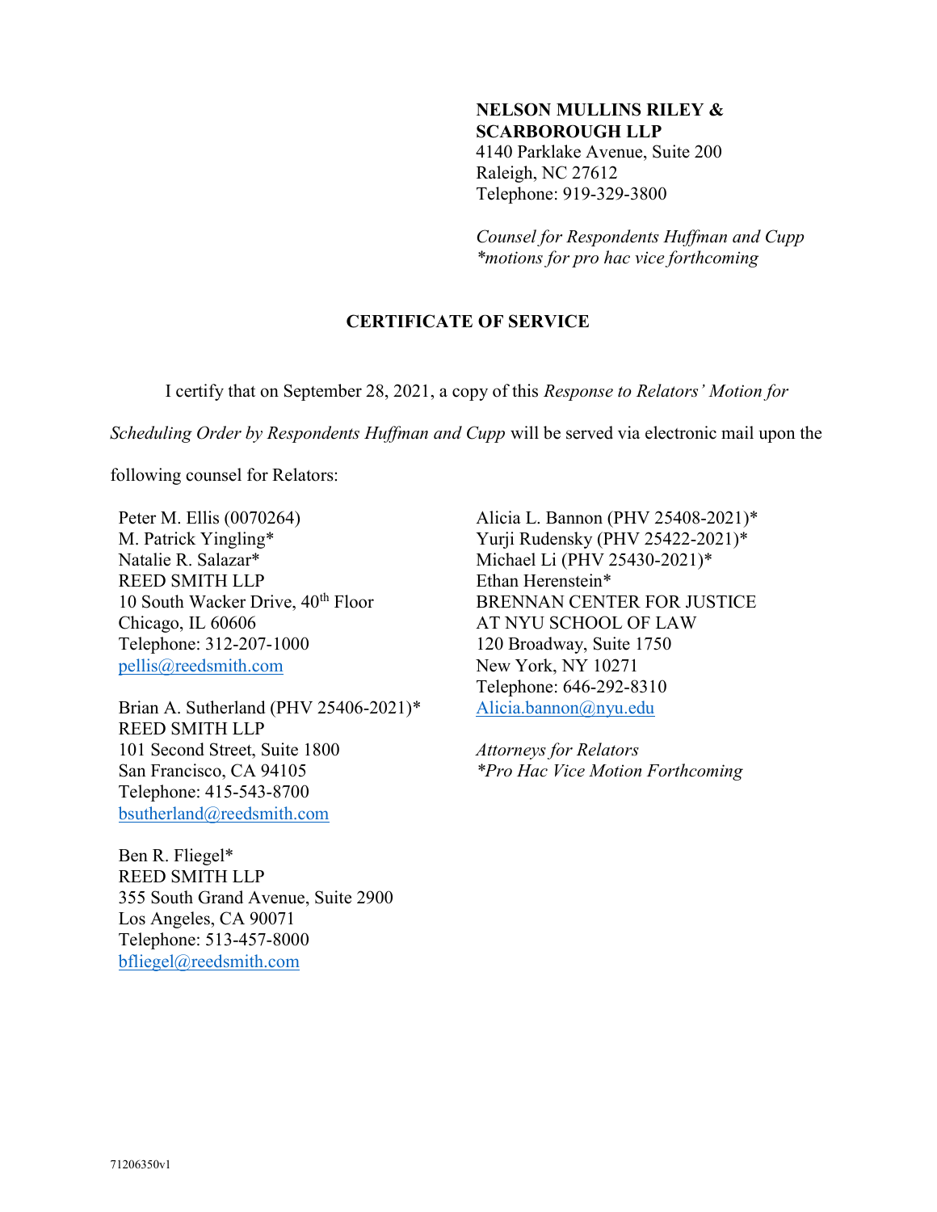**NELSON MULLINS RILEY & SCARBOROUGH LLP**
4140 Parklake Avenue, Suite 200
Raleigh, NC 27612
Telephone: 919-329-3800

*Counsel for Respondents Huffman and Cupp*
*\*motions for pro hac vice forthcoming*

## CERTIFICATE OF SERVICE

I certify that on September 28, 2021, a copy of this *Response to Relators' Motion for Scheduling Order by Respondents Huffman and Cupp* will be served via electronic mail upon the following counsel for Relators:

Peter M. Ellis (0070264)
M. Patrick Yingling*
Natalie R. Salazar*
REED SMITH LLP
10 South Wacker Drive, 40th Floor
Chicago, IL 60606
Telephone: 312-207-1000
pellis@reedsmith.com

Brian A. Sutherland (PHV 25406-2021)*
REED SMITH LLP
101 Second Street, Suite 1800
San Francisco, CA 94105
Telephone: 415-543-8700
bsutherland@reedsmith.com

Ben R. Fliegel*
REED SMITH LLP
355 South Grand Avenue, Suite 2900
Los Angeles, CA 90071
Telephone: 513-457-8000
bfliegel@reedsmith.com

Alicia L. Bannon (PHV 25408-2021)*
Yurji Rudensky (PHV 25422-2021)*
Michael Li (PHV 25430-2021)*
Ethan Herenstein*
BRENNAN CENTER FOR JUSTICE
AT NYU SCHOOL OF LAW
120 Broadway, Suite 1750
New York, NY 10271
Telephone: 646-292-8310
Alicia.bannon@nyu.edu

*Attorneys for Relators*
*\*Pro Hac Vice Motion Forthcoming*

71206350v1